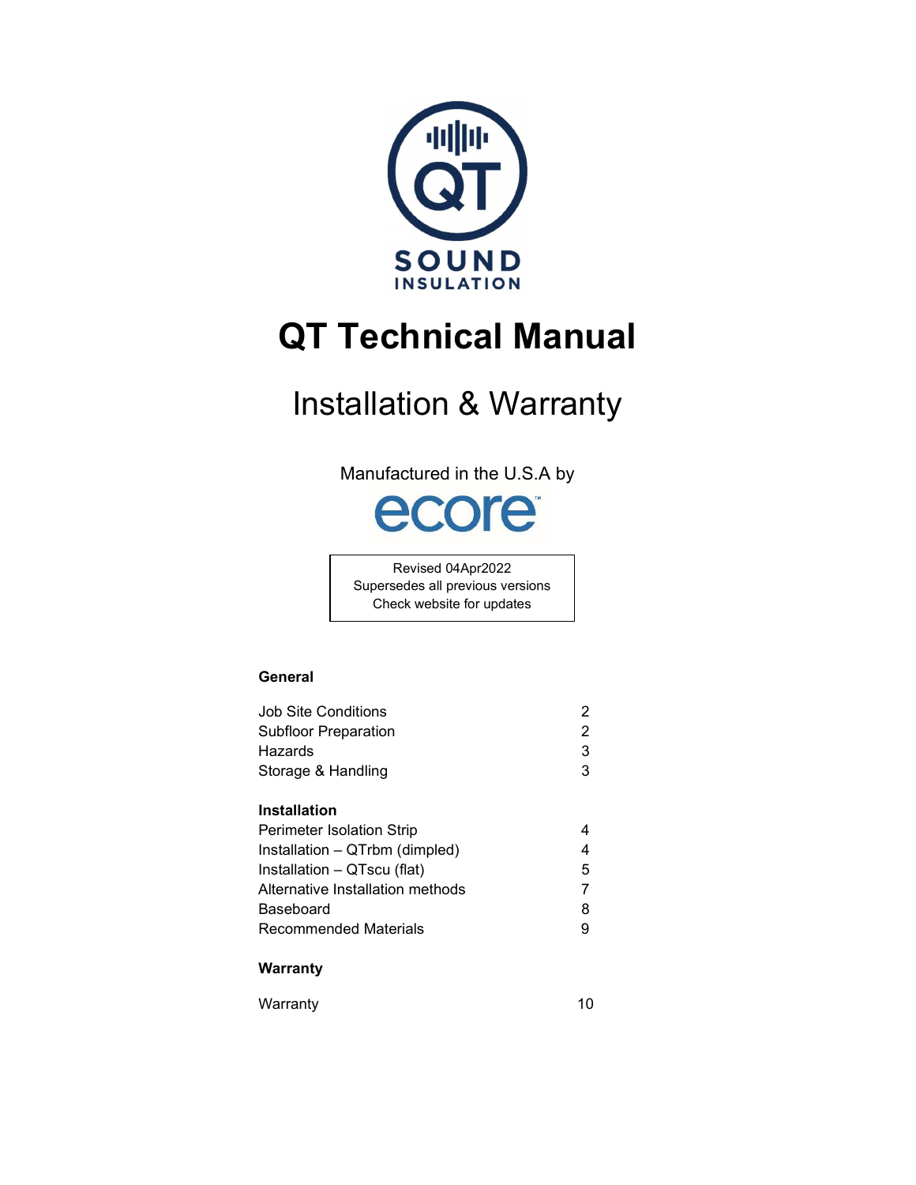QT

SOUND INSULATION

# QT Technical Manual

## Installation & Warranty

Manufactured in the U.S.A by

ecore™

Revised 04Apr2022
Supersedes all previous versions
Check website for updates

**General**

| | |
|---|---|
| Job Site Conditions | 2 |
| Subfloor Preparation | 2 |
| Hazards | 3 |
| Storage & Handling | 3 |

**Installation**

| | |
|---|---|
| Perimeter Isolation Strip | 4 |
| Installation – QTrbm (dimpled) | 4 |
| Installation – QTscu (flat) | 5 |
| Alternative Installation methods | 7 |
| Baseboard | 8 |
| Recommended Materials | 9 |

**Warranty**

| | |
|---|---|
| Warranty | 10 |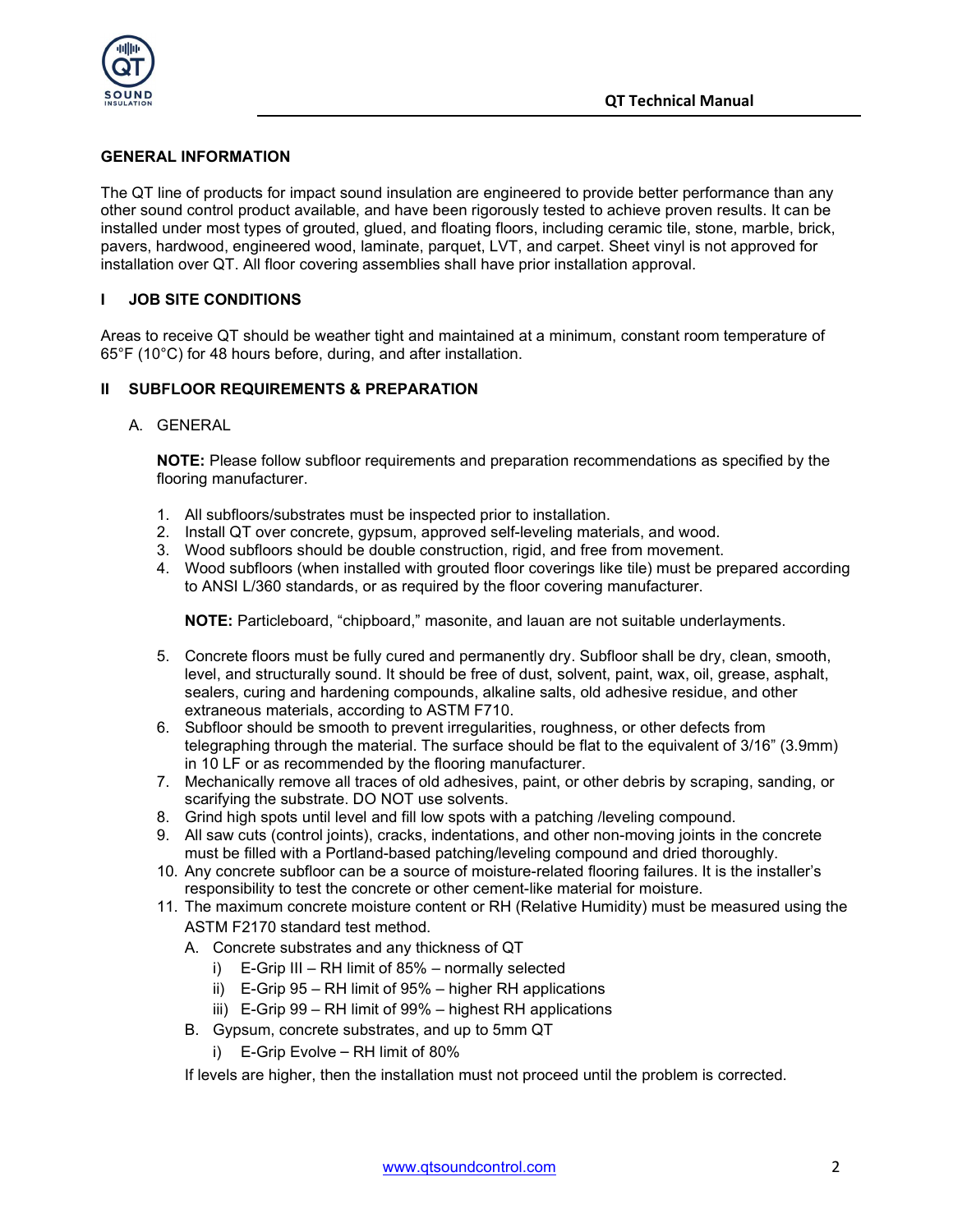## GENERAL INFORMATION

The QT line of products for impact sound insulation are engineered to provide better performance than any other sound control product available, and have been rigorously tested to achieve proven results. It can be installed under most types of grouted, glued, and floating floors, including ceramic tile, stone, marble, brick, pavers, hardwood, engineered wood, laminate, parquet, LVT, and carpet. Sheet vinyl is not approved for installation over QT. All floor covering assemblies shall have prior installation approval.

## I JOB SITE CONDITIONS

Areas to receive QT should be weather tight and maintained at a minimum, constant room temperature of 65°F (10°C) for 48 hours before, during, and after installation.

## II SUBFLOOR REQUIREMENTS & PREPARATION

### A. GENERAL

**NOTE:** Please follow subfloor requirements and preparation recommendations as specified by the flooring manufacturer.

1. All subfloors/substrates must be inspected prior to installation.
2. Install QT over concrete, gypsum, approved self-leveling materials, and wood.
3. Wood subfloors should be double construction, rigid, and free from movement.
4. Wood subfloors (when installed with grouted floor coverings like tile) must be prepared according to ANSI L/360 standards, or as required by the floor covering manufacturer.

   **NOTE:** Particleboard, "chipboard," masonite, and lauan are not suitable underlayments.

5. Concrete floors must be fully cured and permanently dry. Subfloor shall be dry, clean, smooth, level, and structurally sound. It should be free of dust, solvent, paint, wax, oil, grease, asphalt, sealers, curing and hardening compounds, alkaline salts, old adhesive residue, and other extraneous materials, according to ASTM F710.
6. Subfloor should be smooth to prevent irregularities, roughness, or other defects from telegraphing through the material. The surface should be flat to the equivalent of 3/16" (3.9mm) in 10 LF or as recommended by the flooring manufacturer.
7. Mechanically remove all traces of old adhesives, paint, or other debris by scraping, sanding, or scarifying the substrate. DO NOT use solvents.
8. Grind high spots until level and fill low spots with a patching /leveling compound.
9. All saw cuts (control joints), cracks, indentations, and other non-moving joints in the concrete must be filled with a Portland-based patching/leveling compound and dried thoroughly.
10. Any concrete subfloor can be a source of moisture-related flooring failures. It is the installer's responsibility to test the concrete or other cement-like material for moisture.
11. The maximum concrete moisture content or RH (Relative Humidity) must be measured using the ASTM F2170 standard test method.
    - A. Concrete substrates and any thickness of QT
      - i) E-Grip III – RH limit of 85% – normally selected
      - ii) E-Grip 95 – RH limit of 95% – higher RH applications
      - iii) E-Grip 99 – RH limit of 99% – highest RH applications
    - B. Gypsum, concrete substrates, and up to 5mm QT
      - i) E-Grip Evolve – RH limit of 80%

    If levels are higher, then the installation must not proceed until the problem is corrected.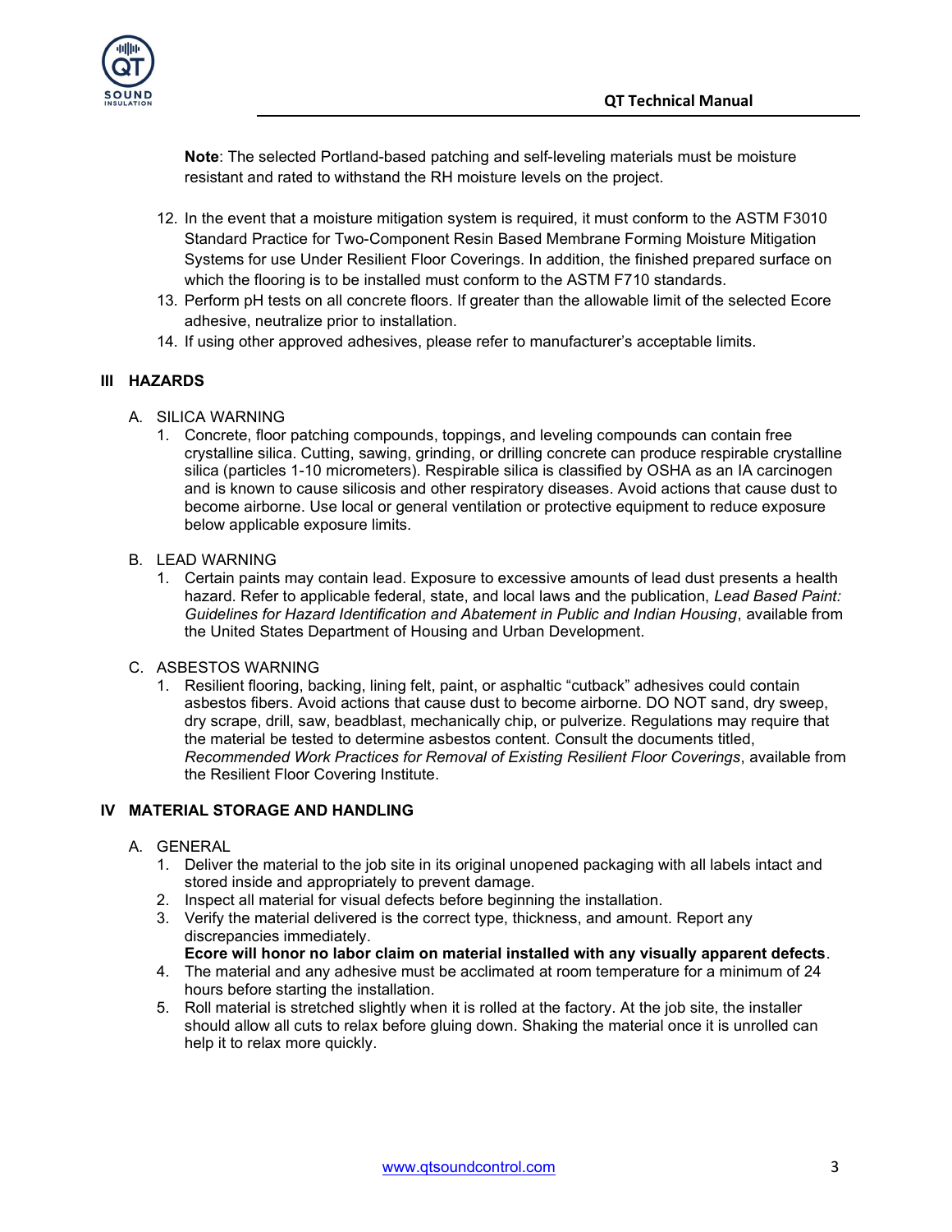**Note**: The selected Portland-based patching and self-leveling materials must be moisture resistant and rated to withstand the RH moisture levels on the project.

12. In the event that a moisture mitigation system is required, it must conform to the ASTM F3010 Standard Practice for Two-Component Resin Based Membrane Forming Moisture Mitigation Systems for use Under Resilient Floor Coverings. In addition, the finished prepared surface on which the flooring is to be installed must conform to the ASTM F710 standards.
13. Perform pH tests on all concrete floors. If greater than the allowable limit of the selected Ecore adhesive, neutralize prior to installation.
14. If using other approved adhesives, please refer to manufacturer's acceptable limits.

## III HAZARDS

A. SILICA WARNING

1. Concrete, floor patching compounds, toppings, and leveling compounds can contain free crystalline silica. Cutting, sawing, grinding, or drilling concrete can produce respirable crystalline silica (particles 1-10 micrometers). Respirable silica is classified by OSHA as an IA carcinogen and is known to cause silicosis and other respiratory diseases. Avoid actions that cause dust to become airborne. Use local or general ventilation or protective equipment to reduce exposure below applicable exposure limits.

B. LEAD WARNING

1. Certain paints may contain lead. Exposure to excessive amounts of lead dust presents a health hazard. Refer to applicable federal, state, and local laws and the publication, *Lead Based Paint: Guidelines for Hazard Identification and Abatement in Public and Indian Housing*, available from the United States Department of Housing and Urban Development.

C. ASBESTOS WARNING

1. Resilient flooring, backing, lining felt, paint, or asphaltic "cutback" adhesives could contain asbestos fibers. Avoid actions that cause dust to become airborne. DO NOT sand, dry sweep, dry scrape, drill, saw, beadblast, mechanically chip, or pulverize. Regulations may require that the material be tested to determine asbestos content. Consult the documents titled, *Recommended Work Practices for Removal of Existing Resilient Floor Coverings*, available from the Resilient Floor Covering Institute.

## IV MATERIAL STORAGE AND HANDLING

A. GENERAL

1. Deliver the material to the job site in its original unopened packaging with all labels intact and stored inside and appropriately to prevent damage.
2. Inspect all material for visual defects before beginning the installation.
3. Verify the material delivered is the correct type, thickness, and amount. Report any discrepancies immediately.
   **Ecore will honor no labor claim on material installed with any visually apparent defects**.
4. The material and any adhesive must be acclimated at room temperature for a minimum of 24 hours before starting the installation.
5. Roll material is stretched slightly when it is rolled at the factory. At the job site, the installer should allow all cuts to relax before gluing down. Shaking the material once it is unrolled can help it to relax more quickly.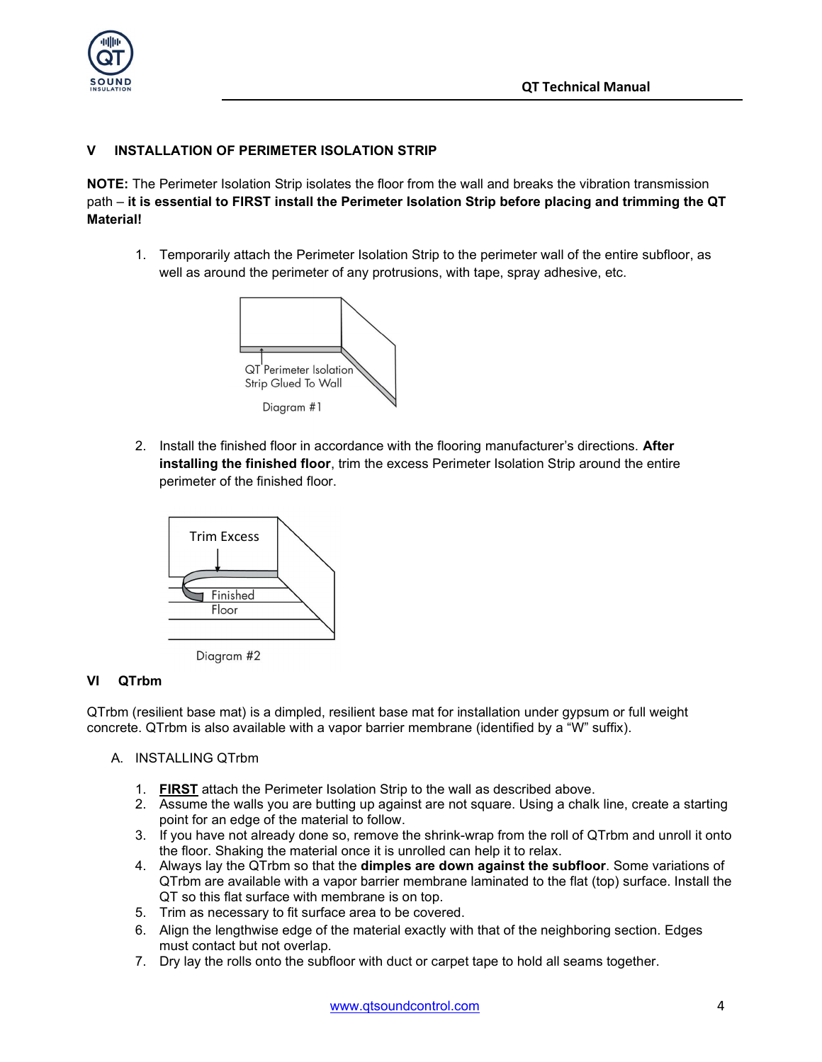## V INSTALLATION OF PERIMETER ISOLATION STRIP

**NOTE:** The Perimeter Isolation Strip isolates the floor from the wall and breaks the vibration transmission path – **it is essential to FIRST install the Perimeter Isolation Strip before placing and trimming the QT Material!**

1. Temporarily attach the Perimeter Isolation Strip to the perimeter wall of the entire subfloor, as well as around the perimeter of any protrusions, with tape, spray adhesive, etc.

QT Perimeter Isolation Strip Glued To Wall

Diagram #1

2. Install the finished floor in accordance with the flooring manufacturer's directions. **After installing the finished floor**, trim the excess Perimeter Isolation Strip around the entire perimeter of the finished floor.

Trim Excess

Finished Floor

Diagram #2

## VI QTrbm

QTrbm (resilient base mat) is a dimpled, resilient base mat for installation under gypsum or full weight concrete. QTrbm is also available with a vapor barrier membrane (identified by a "W" suffix).

A. INSTALLING QTrbm

1. **FIRST** attach the Perimeter Isolation Strip to the wall as described above.
2. Assume the walls you are butting up against are not square. Using a chalk line, create a starting point for an edge of the material to follow.
3. If you have not already done so, remove the shrink-wrap from the roll of QTrbm and unroll it onto the floor. Shaking the material once it is unrolled can help it to relax.
4. Always lay the QTrbm so that the **dimples are down against the subfloor**. Some variations of QTrbm are available with a vapor barrier membrane laminated to the flat (top) surface. Install the QT so this flat surface with membrane is on top.
5. Trim as necessary to fit surface area to be covered.
6. Align the lengthwise edge of the material exactly with that of the neighboring section. Edges must contact but not overlap.
7. Dry lay the rolls onto the subfloor with duct or carpet tape to hold all seams together.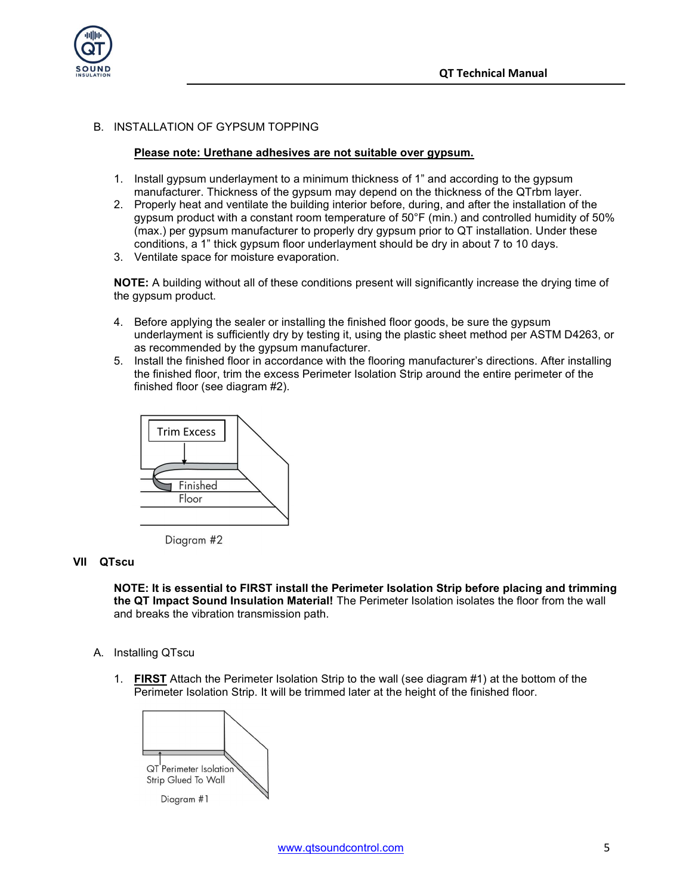B. INSTALLATION OF GYPSUM TOPPING

**Please note: Urethane adhesives are not suitable over gypsum.**

1. Install gypsum underlayment to a minimum thickness of 1" and according to the gypsum manufacturer. Thickness of the gypsum may depend on the thickness of the QTrbm layer.
2. Properly heat and ventilate the building interior before, during, and after the installation of the gypsum product with a constant room temperature of 50°F (min.) and controlled humidity of 50% (max.) per gypsum manufacturer to properly dry gypsum prior to QT installation. Under these conditions, a 1" thick gypsum floor underlayment should be dry in about 7 to 10 days.
3. Ventilate space for moisture evaporation.

**NOTE:** A building without all of these conditions present will significantly increase the drying time of the gypsum product.

4. Before applying the sealer or installing the finished floor goods, be sure the gypsum underlayment is sufficiently dry by testing it, using the plastic sheet method per ASTM D4263, or as recommended by the gypsum manufacturer.
5. Install the finished floor in accordance with the flooring manufacturer's directions. After installing the finished floor, trim the excess Perimeter Isolation Strip around the entire perimeter of the finished floor (see diagram #2).

Trim Excess

Finished Floor

Diagram #2

## VII QTscu

**NOTE: It is essential to FIRST install the Perimeter Isolation Strip before placing and trimming the QT Impact Sound Insulation Material!** The Perimeter Isolation isolates the floor from the wall and breaks the vibration transmission path.

A. Installing QTscu

1. **FIRST** Attach the Perimeter Isolation Strip to the wall (see diagram #1) at the bottom of the Perimeter Isolation Strip. It will be trimmed later at the height of the finished floor.

QT Perimeter Isolation Strip Glued To Wall

Diagram #1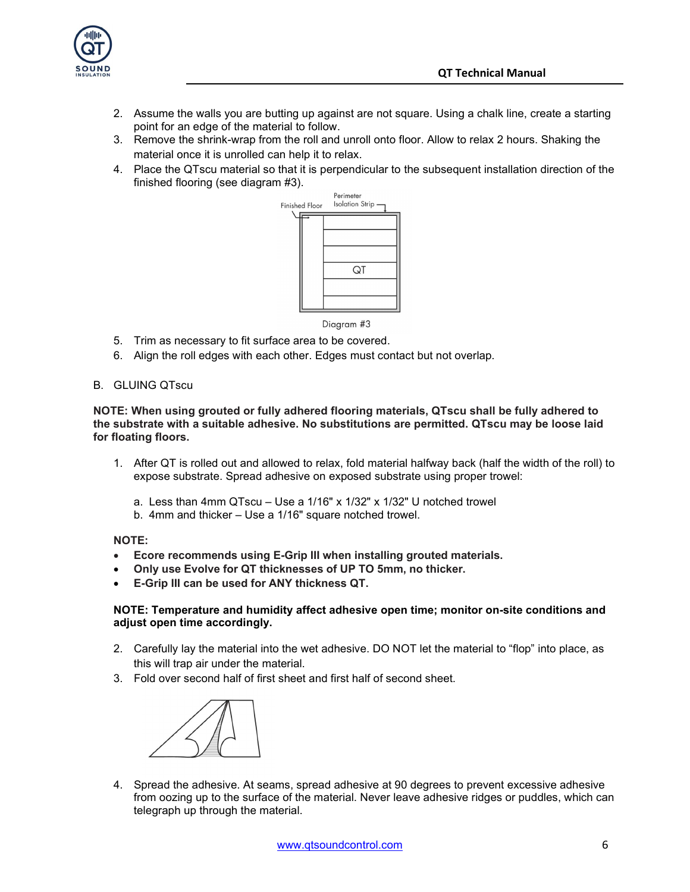2. Assume the walls you are butting up against are not square. Using a chalk line, create a starting point for an edge of the material to follow.
3. Remove the shrink-wrap from the roll and unroll onto floor. Allow to relax 2 hours. Shaking the material once it is unrolled can help it to relax.
4. Place the QTscu material so that it is perpendicular to the subsequent installation direction of the finished flooring (see diagram #3).

Finished Floor

Perimeter Isolation Strip

QT

Diagram #3

5. Trim as necessary to fit surface area to be covered.
6. Align the roll edges with each other. Edges must contact but not overlap.

B. GLUING QTscu

**NOTE: When using grouted or fully adhered flooring materials, QTscu shall be fully adhered to the substrate with a suitable adhesive. No substitutions are permitted. QTscu may be loose laid for floating floors.**

1. After QT is rolled out and allowed to relax, fold material halfway back (half the width of the roll) to expose substrate. Spread adhesive on exposed substrate using proper trowel:

   a. Less than 4mm QTscu – Use a 1/16" x 1/32" x 1/32" U notched trowel
   b. 4mm and thicker – Use a 1/16" square notched trowel.

**NOTE:**

- **Ecore recommends using E-Grip III when installing grouted materials.**
- **Only use Evolve for QT thicknesses of UP TO 5mm, no thicker.**
- **E-Grip III can be used for ANY thickness QT.**

**NOTE: Temperature and humidity affect adhesive open time; monitor on-site conditions and adjust open time accordingly.**

2. Carefully lay the material into the wet adhesive. DO NOT let the material to “flop” into place, as this will trap air under the material.
3. Fold over second half of first sheet and first half of second sheet.
4. Spread the adhesive. At seams, spread adhesive at 90 degrees to prevent excessive adhesive from oozing up to the surface of the material. Never leave adhesive ridges or puddles, which can telegraph up through the material.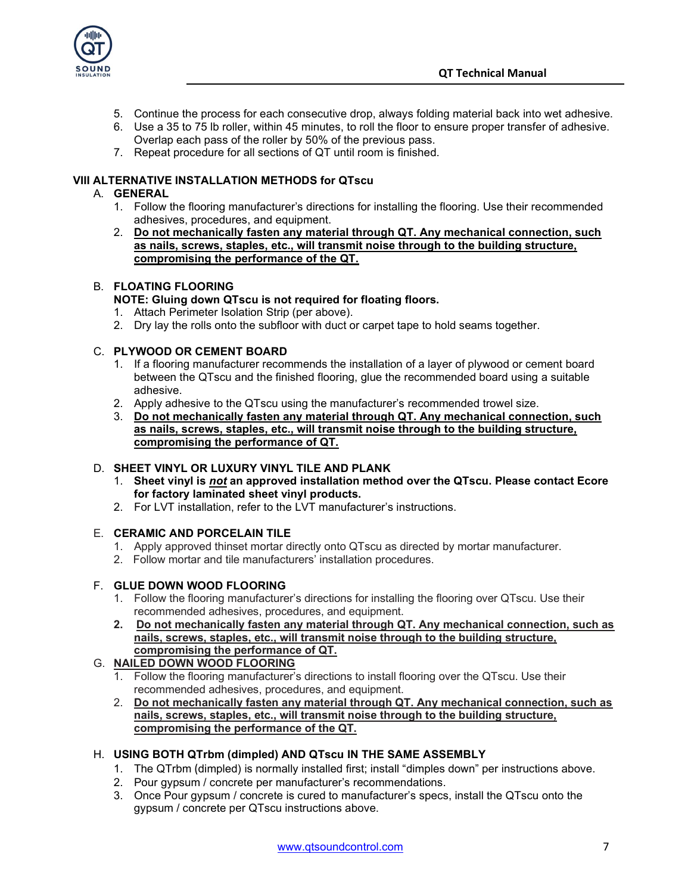5. Continue the process for each consecutive drop, always folding material back into wet adhesive.
6. Use a 35 to 75 lb roller, within 45 minutes, to roll the floor to ensure proper transfer of adhesive. Overlap each pass of the roller by 50% of the previous pass.
7. Repeat procedure for all sections of QT until room is finished.

## VIII ALTERNATIVE INSTALLATION METHODS for QTscu

### A. GENERAL

1. Follow the flooring manufacturer's directions for installing the flooring. Use their recommended adhesives, procedures, and equipment.
2. **Do not mechanically fasten any material through QT. Any mechanical connection, such as nails, screws, staples, etc., will transmit noise through to the building structure, compromising the performance of the QT.**

### B. FLOATING FLOORING

**NOTE: Gluing down QTscu is not required for floating floors.**

1. Attach Perimeter Isolation Strip (per above).
2. Dry lay the rolls onto the subfloor with duct or carpet tape to hold seams together.

### C. PLYWOOD OR CEMENT BOARD

1. If a flooring manufacturer recommends the installation of a layer of plywood or cement board between the QTscu and the finished flooring, glue the recommended board using a suitable adhesive.
2. Apply adhesive to the QTscu using the manufacturer's recommended trowel size.
3. **Do not mechanically fasten any material through QT. Any mechanical connection, such as nails, screws, staples, etc., will transmit noise through to the building structure, compromising the performance of QT.**

### D. SHEET VINYL OR LUXURY VINYL TILE AND PLANK

1. **Sheet vinyl is *not* an approved installation method over the QTscu. Please contact Ecore for factory laminated sheet vinyl products.**
2. For LVT installation, refer to the LVT manufacturer's instructions.

### E. CERAMIC AND PORCELAIN TILE

1. Apply approved thinset mortar directly onto QTscu as directed by mortar manufacturer.
2. Follow mortar and tile manufacturers' installation procedures.

### F. GLUE DOWN WOOD FLOORING

1. Follow the flooring manufacturer's directions for installing the flooring over QTscu. Use their recommended adhesives, procedures, and equipment.
2. **Do not mechanically fasten any material through QT. Any mechanical connection, such as nails, screws, staples, etc., will transmit noise through to the building structure, compromising the performance of QT.**

### G. NAILED DOWN WOOD FLOORING

1. Follow the flooring manufacturer's directions to install flooring over the QTscu. Use their recommended adhesives, procedures, and equipment.
2. **Do not mechanically fasten any material through QT. Any mechanical connection, such as nails, screws, staples, etc., will transmit noise through to the building structure, compromising the performance of the QT.**

### H. USING BOTH QTrbm (dimpled) AND QTscu IN THE SAME ASSEMBLY

1. The QTrbm (dimpled) is normally installed first; install "dimples down" per instructions above.
2. Pour gypsum / concrete per manufacturer's recommendations.
3. Once Pour gypsum / concrete is cured to manufacturer's specs, install the QTscu onto the gypsum / concrete per QTscu instructions above.

www.qtsoundcontrol.com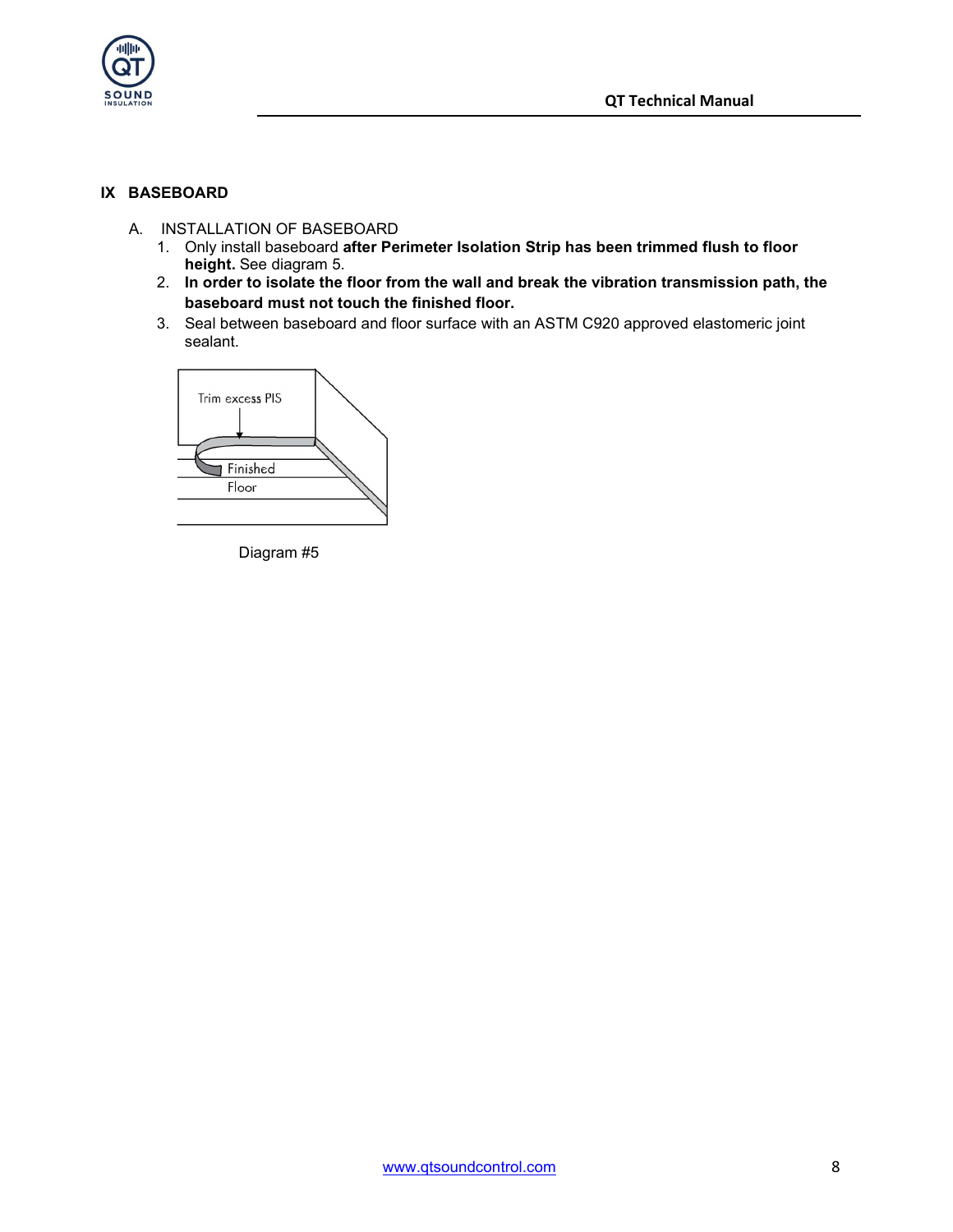## IX BASEBOARD

A. INSTALLATION OF BASEBOARD

1. Only install baseboard **after Perimeter Isolation Strip has been trimmed flush to floor height.** See diagram 5.
2. **In order to isolate the floor from the wall and break the vibration transmission path, the baseboard must not touch the finished floor.**
3. Seal between baseboard and floor surface with an ASTM C920 approved elastomeric joint sealant.

Trim excess PIS

Finished Floor

Diagram #5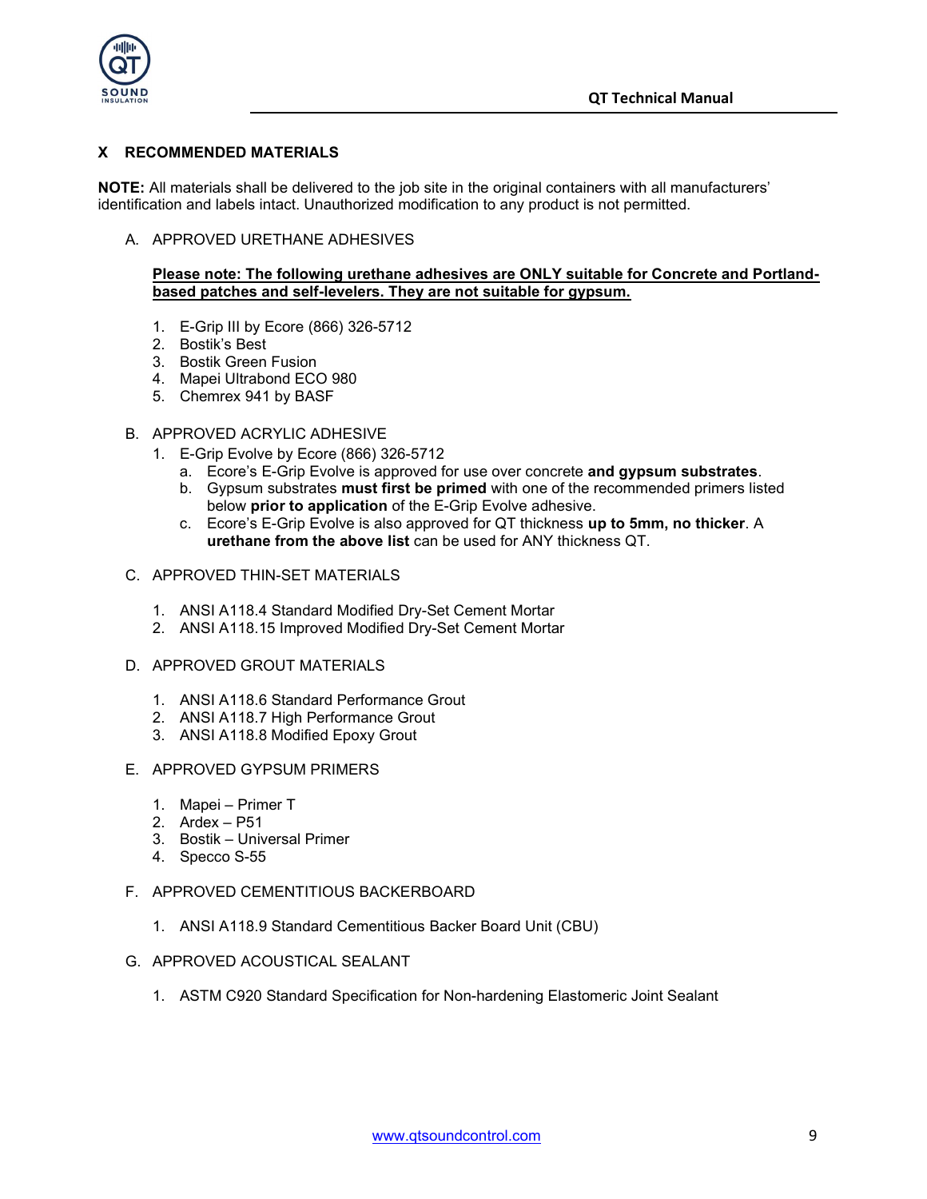## X RECOMMENDED MATERIALS

**NOTE:** All materials shall be delivered to the job site in the original containers with all manufacturers' identification and labels intact. Unauthorized modification to any product is not permitted.

A. APPROVED URETHANE ADHESIVES

**<u>Please note: The following urethane adhesives are ONLY suitable for Concrete and Portland-based patches and self-levelers. They are not suitable for gypsum.</u>**

1. E-Grip III by Ecore (866) 326-5712
2. Bostik's Best
3. Bostik Green Fusion
4. Mapei Ultrabond ECO 980
5. Chemrex 941 by BASF

B. APPROVED ACRYLIC ADHESIVE

1. E-Grip Evolve by Ecore (866) 326-5712
   a. Ecore's E-Grip Evolve is approved for use over concrete **and gypsum substrates**.
   b. Gypsum substrates **must first be primed** with one of the recommended primers listed below **prior to application** of the E-Grip Evolve adhesive.
   c. Ecore's E-Grip Evolve is also approved for QT thickness **up to 5mm, no thicker**. A **urethane from the above list** can be used for ANY thickness QT.

C. APPROVED THIN-SET MATERIALS

1. ANSI A118.4 Standard Modified Dry-Set Cement Mortar
2. ANSI A118.15 Improved Modified Dry-Set Cement Mortar

D. APPROVED GROUT MATERIALS

1. ANSI A118.6 Standard Performance Grout
2. ANSI A118.7 High Performance Grout
3. ANSI A118.8 Modified Epoxy Grout

E. APPROVED GYPSUM PRIMERS

1. Mapei – Primer T
2. Ardex – P51
3. Bostik – Universal Primer
4. Specco S-55

F. APPROVED CEMENTITIOUS BACKERBOARD

1. ANSI A118.9 Standard Cementitious Backer Board Unit (CBU)

G. APPROVED ACOUSTICAL SEALANT

1. ASTM C920 Standard Specification for Non-hardening Elastomeric Joint Sealant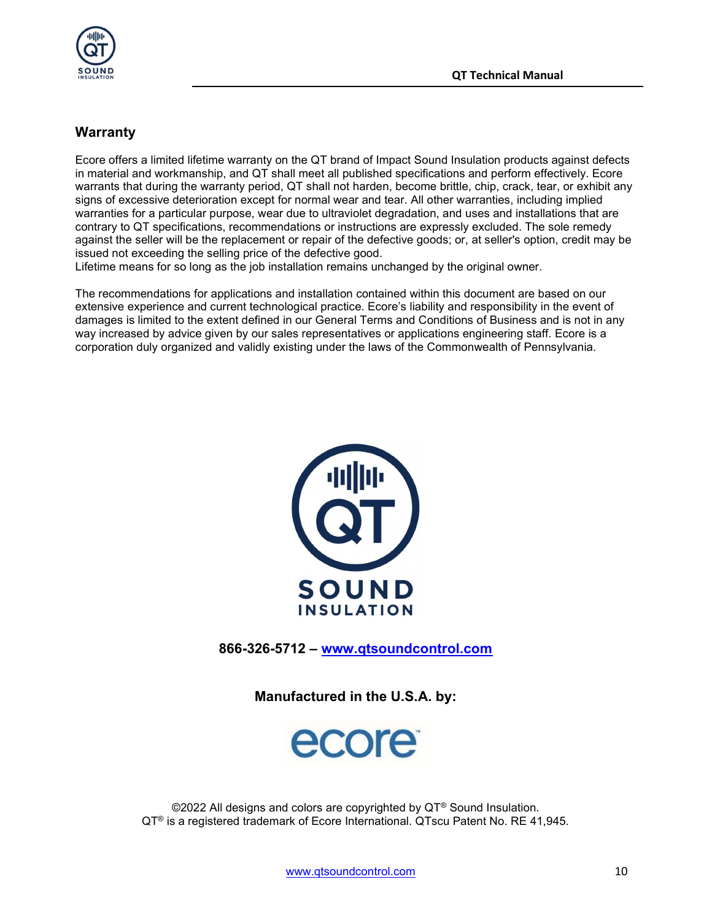## Warranty

Ecore offers a limited lifetime warranty on the QT brand of Impact Sound Insulation products against defects in material and workmanship, and QT shall meet all published specifications and perform effectively. Ecore warrants that during the warranty period, QT shall not harden, become brittle, chip, crack, tear, or exhibit any signs of excessive deterioration except for normal wear and tear. All other warranties, including implied warranties for a particular purpose, wear due to ultraviolet degradation, and uses and installations that are contrary to QT specifications, recommendations or instructions are expressly excluded. The sole remedy against the seller will be the replacement or repair of the defective goods; or, at seller's option, credit may be issued not exceeding the selling price of the defective good.
Lifetime means for so long as the job installation remains unchanged by the original owner.

The recommendations for applications and installation contained within this document are based on our extensive experience and current technological practice. Ecore's liability and responsibility in the event of damages is limited to the extent defined in our General Terms and Conditions of Business and is not in any way increased by advice given by our sales representatives or applications engineering staff. Ecore is a corporation duly organized and validly existing under the laws of the Commonwealth of Pennsylvania.

QT SOUND INSULATION

**866-326-5712 – www.qtsoundcontrol.com**

**Manufactured in the U.S.A. by:**

ecore

©2022 All designs and colors are copyrighted by QT® Sound Insulation.
QT® is a registered trademark of Ecore International. QTscu Patent No. RE 41,945.